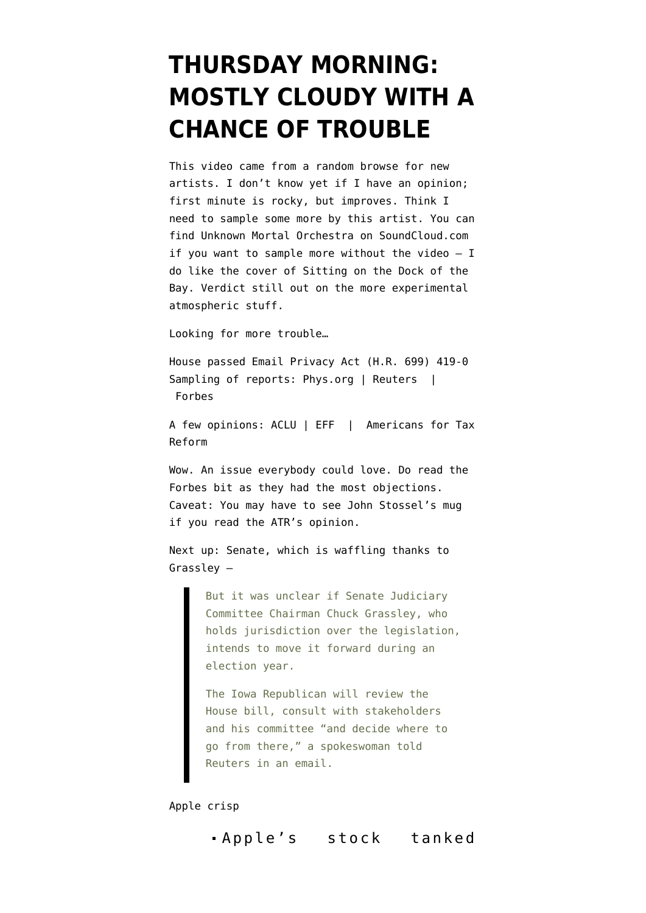# THURSDAY MORNING: MOSTLY CLOUDY WITH A CHANCE OF TROUBLE

This video came from a random browse for new artists. I don't know yet if I have an opinion; first minute is rocky, but improves. Think I need to sample some more by this artist. You can find Unknown Mortal Orchestra on SoundCloud.com if you want to sample more without the video — I do like the cover of Sitting on the Dock of the Bay. Verdict still out on the more experimental atmospheric stuff.

Looking for more trouble…

House passed Email Privacy Act (H.R. 699) 419-0
Sampling of reports: Phys.org | Reuters | Forbes

A few opinions: ACLU | EFF | Americans for Tax Reform

Wow. An issue everybody could love. Do read the Forbes bit as they had the most objections. Caveat: You may have to see John Stossel's mug if you read the ATR's opinion.

Next up: Senate, which is waffling thanks to Grassley —

> But it was unclear if Senate Judiciary Committee Chairman Chuck Grassley, who holds jurisdiction over the legislation, intends to move it forward during an election year.
>
> The Iowa Republican will review the House bill, consult with stakeholders and his committee "and decide where to go from there," a spokeswoman told Reuters in an email.

Apple crisp

- Apple's stock tanked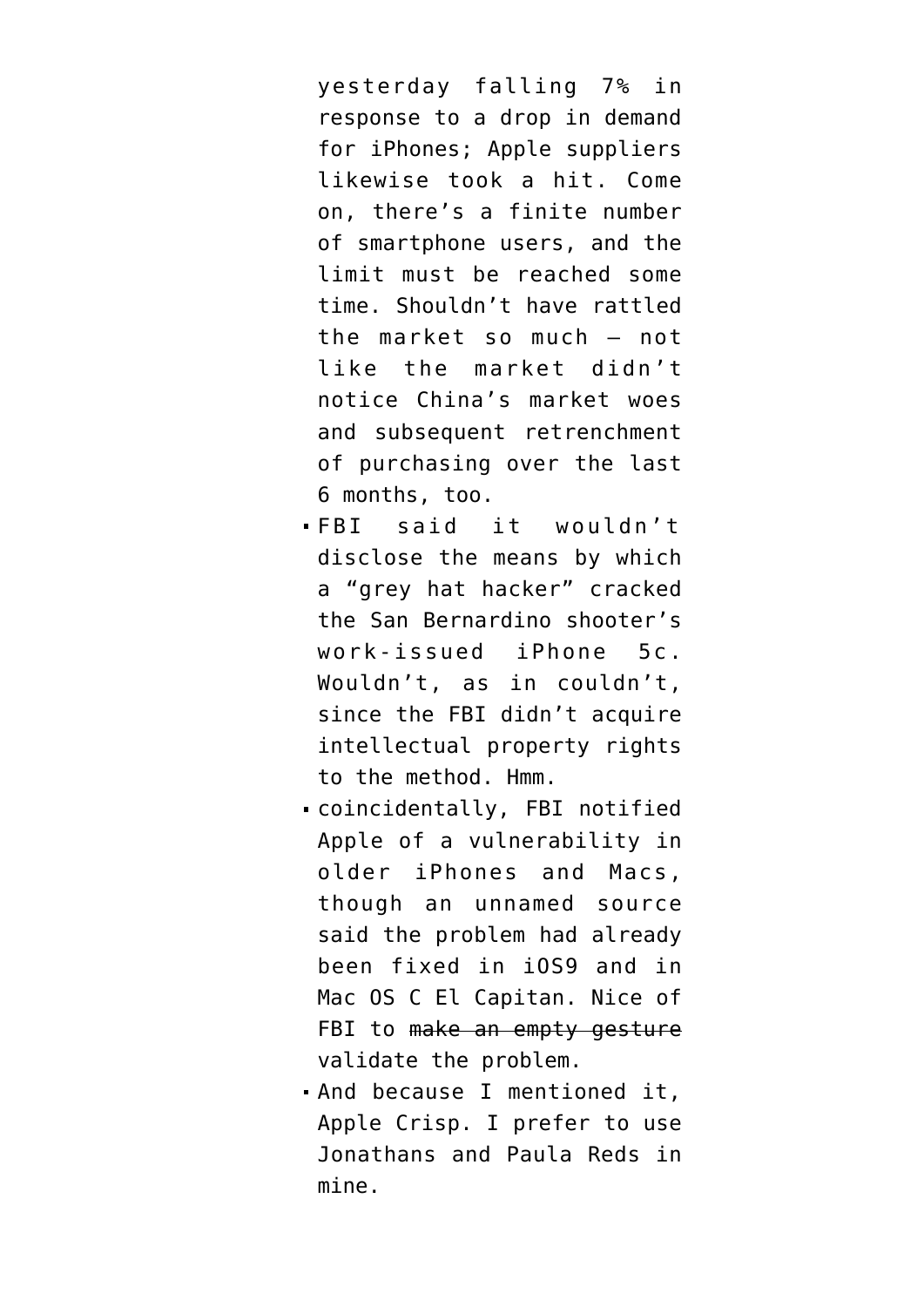yesterday falling 7% in response to a drop in demand for iPhones; Apple suppliers likewise took a hit. Come on, there's a finite number of smartphone users, and the limit must be reached some time. Shouldn't have rattled the market so much — not like the market didn't notice China's market woes and subsequent retrenchment of purchasing over the last 6 months, too.

- FBI said it wouldn't disclose the means by which a "grey hat hacker" cracked the San Bernardino shooter's work-issued iPhone 5c. Wouldn't, as in couldn't, since the FBI didn't acquire intellectual property rights to the method. Hmm.
- coincidentally, FBI notified Apple of a vulnerability in older iPhones and Macs, though an unnamed source said the problem had already been fixed in iOS9 and in Mac OS C El Capitan. Nice of FBI to ~~make an empty gesture~~ validate the problem.
- And because I mentioned it, Apple Crisp. I prefer to use Jonathans and Paula Reds in mine.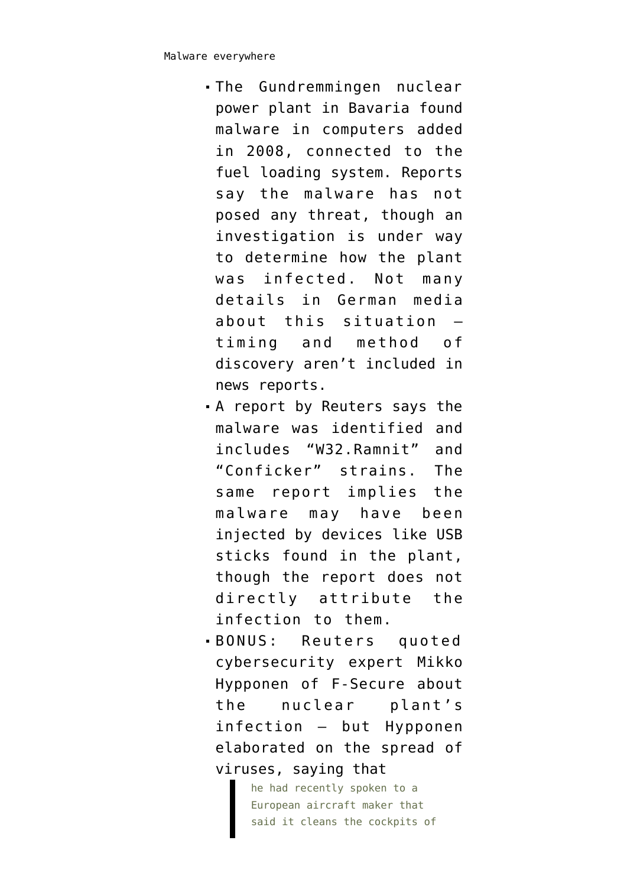- The Gundremmingen nuclear power plant in Bavaria found malware in computers added in 2008, connected to the fuel loading system. Reports say the malware has not posed any threat, though an investigation is under way to determine how the plant was infected. Not many details in German media about this situation — timing and method of discovery aren't included in news reports.
- A report by Reuters says the malware was identified and includes "W32.Ramnit" and "Conficker" strains. The same report implies the malware may have been injected by devices like USB sticks found in the plant, though the report does not directly attribute the infection to them.
- BONUS: Reuters quoted cybersecurity expert Mikko Hypponen of F-Secure about the nuclear plant's infection — but Hypponen elaborated on the spread of viruses, saying that

> he had recently spoken to a European aircraft maker that said it cleans the cockpits of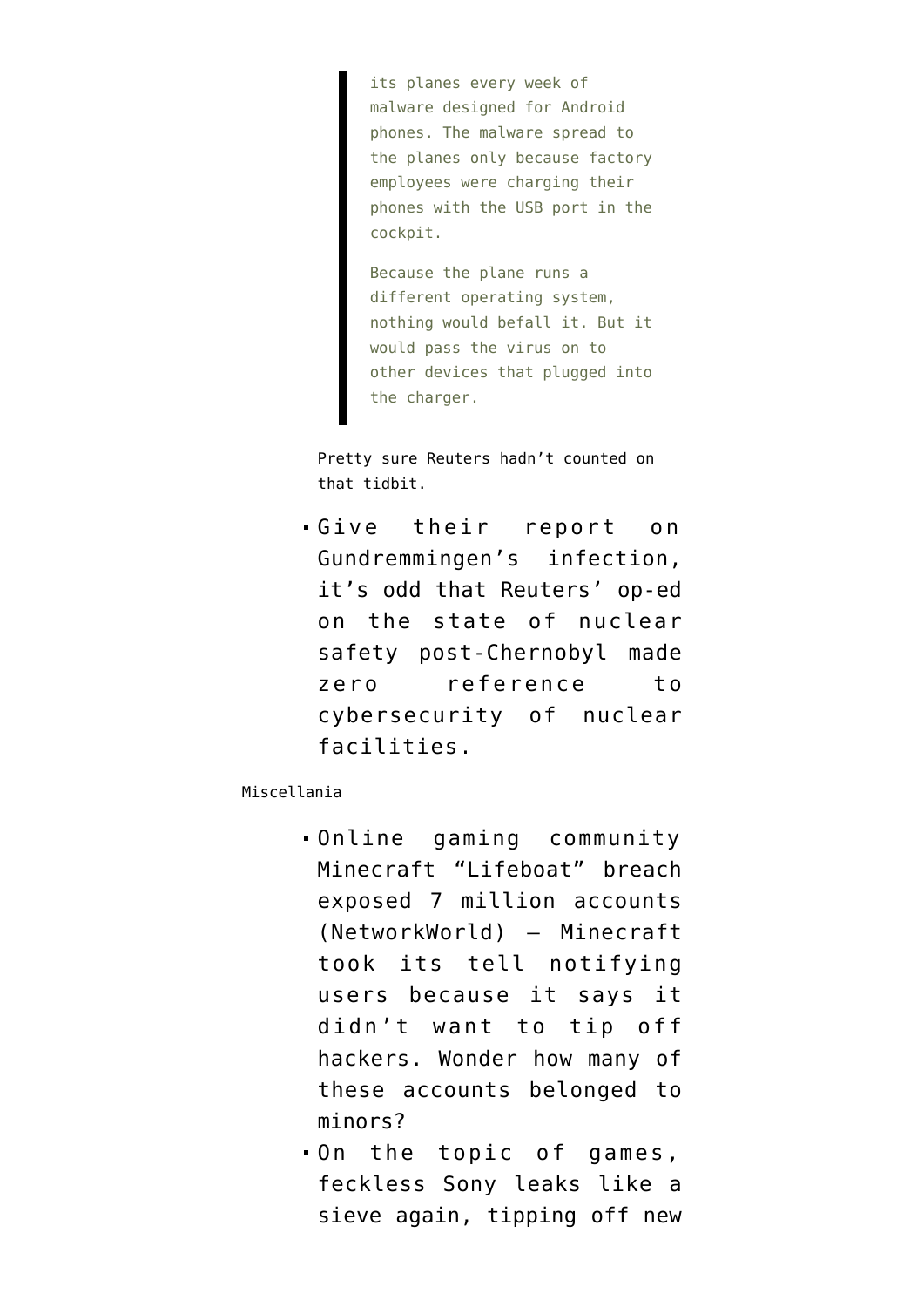> its planes every week of malware designed for Android phones. The malware spread to the planes only because factory employees were charging their phones with the USB port in the cockpit.
>
> Because the plane runs a different operating system, nothing would befall it. But it would pass the virus on to other devices that plugged into the charger.

Pretty sure Reuters hadn't counted on that tidbit.

- Give their report on Gundremmingen's infection, it's odd that Reuters' op-ed on the state of nuclear safety post-Chernobyl made zero reference to cybersecurity of nuclear facilities.

Miscellania

- Online gaming community Minecraft "Lifeboat" breach exposed 7 million accounts (NetworkWorld) — Minecraft took its tell notifying users because it says it didn't want to tip off hackers. Wonder how many of these accounts belonged to minors?
- On the topic of games, feckless Sony leaks like a sieve again, tipping off new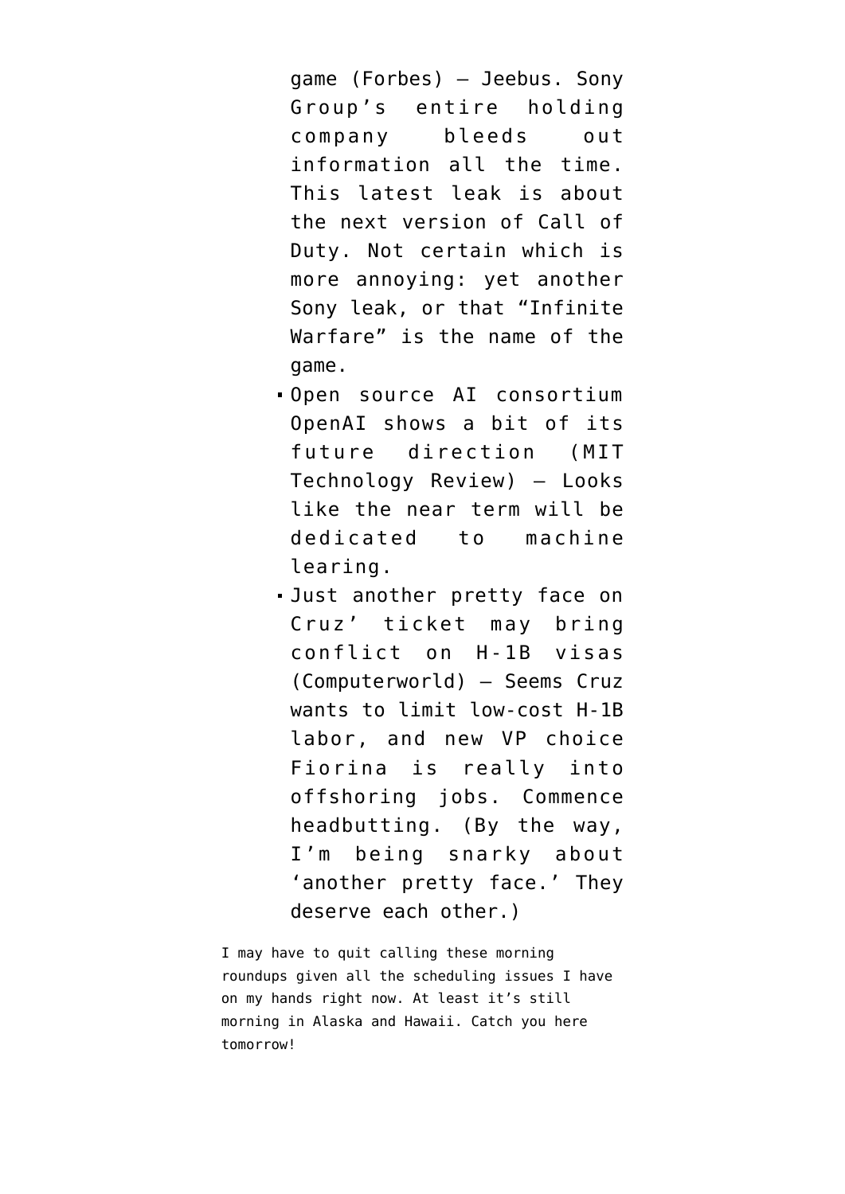game (Forbes) — Jeebus. Sony Group's entire holding company bleeds out information all the time. This latest leak is about the next version of Call of Duty. Not certain which is more annoying: yet another Sony leak, or that "Infinite Warfare" is the name of the game.

- Open source AI consortium OpenAI shows a bit of its future direction (MIT Technology Review) — Looks like the near term will be dedicated to machine learing.
- Just another pretty face on Cruz' ticket may bring conflict on H-1B visas (Computerworld) — Seems Cruz wants to limit low-cost H-1B labor, and new VP choice Fiorina is really into offshoring jobs. Commence headbutting. (By the way, I'm being snarky about 'another pretty face.' They deserve each other.)

I may have to quit calling these morning roundups given all the scheduling issues I have on my hands right now. At least it's still morning in Alaska and Hawaii. Catch you here tomorrow!